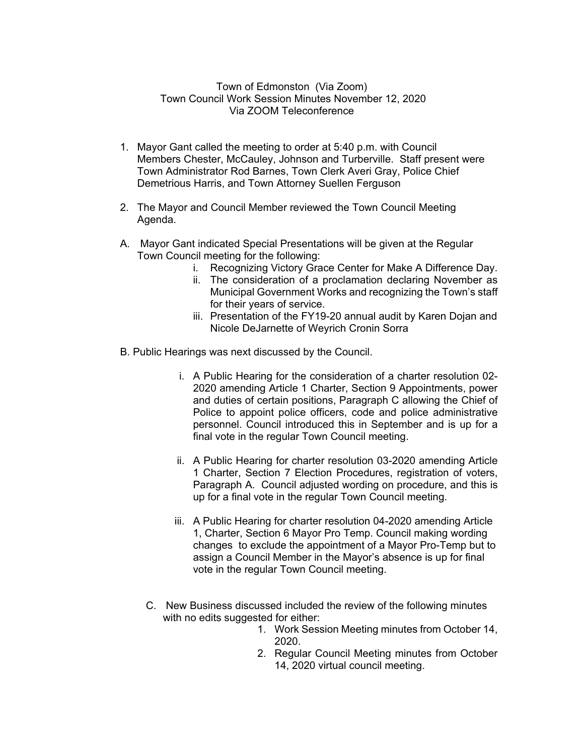Town of Edmonston (Via Zoom)
Town Council Work Session Minutes November 12, 2020
Via ZOOM Teleconference

1. Mayor Gant called the meeting to order at 5:40 p.m. with Council Members Chester, McCauley, Johnson and Turberville. Staff present were Town Administrator Rod Barnes, Town Clerk Averi Gray, Police Chief Demetrious Harris, and Town Attorney Suellen Ferguson

2. The Mayor and Council Member reviewed the Town Council Meeting Agenda.

A. Mayor Gant indicated Special Presentations will be given at the Regular Town Council meeting for the following:
   i. Recognizing Victory Grace Center for Make A Difference Day.
   ii. The consideration of a proclamation declaring November as Municipal Government Works and recognizing the Town's staff for their years of service.
   iii. Presentation of the FY19-20 annual audit by Karen Dojan and Nicole DeJarnette of Weyrich Cronin Sorra

B. Public Hearings was next discussed by the Council.

   i. A Public Hearing for the consideration of a charter resolution 02-2020 amending Article 1 Charter, Section 9 Appointments, power and duties of certain positions, Paragraph C allowing the Chief of Police to appoint police officers, code and police administrative personnel. Council introduced this in September and is up for a final vote in the regular Town Council meeting.

   ii. A Public Hearing for charter resolution 03-2020 amending Article 1 Charter, Section 7 Election Procedures, registration of voters, Paragraph A. Council adjusted wording on procedure, and this is up for a final vote in the regular Town Council meeting.

   iii. A Public Hearing for charter resolution 04-2020 amending Article 1, Charter, Section 6 Mayor Pro Temp. Council making wording changes to exclude the appointment of a Mayor Pro-Temp but to assign a Council Member in the Mayor's absence is up for final vote in the regular Town Council meeting.

C. New Business discussed included the review of the following minutes with no edits suggested for either:
   1. Work Session Meeting minutes from October 14, 2020.
   2. Regular Council Meeting minutes from October 14, 2020 virtual council meeting.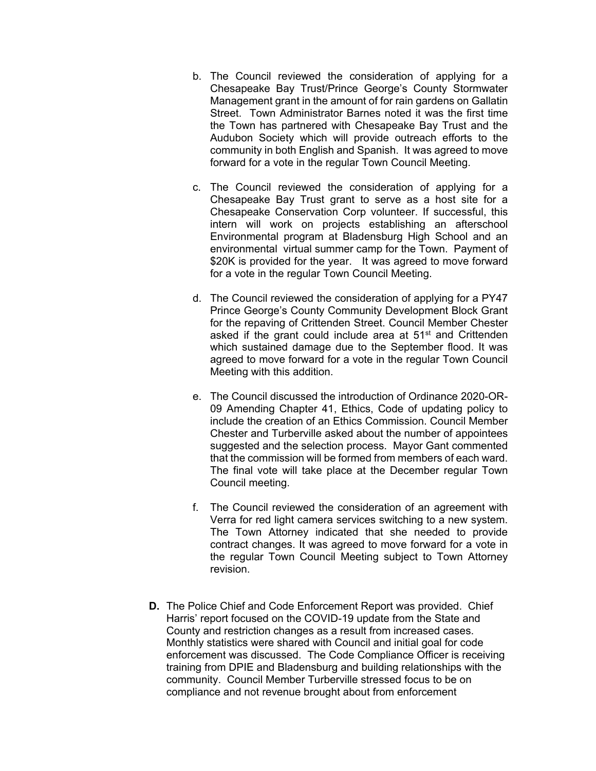b. The Council reviewed the consideration of applying for a Chesapeake Bay Trust/Prince George's County Stormwater Management grant in the amount of for rain gardens on Gallatin Street. Town Administrator Barnes noted it was the first time the Town has partnered with Chesapeake Bay Trust and the Audubon Society which will provide outreach efforts to the community in both English and Spanish. It was agreed to move forward for a vote in the regular Town Council Meeting.

c. The Council reviewed the consideration of applying for a Chesapeake Bay Trust grant to serve as a host site for a Chesapeake Conservation Corp volunteer. If successful, this intern will work on projects establishing an afterschool Environmental program at Bladensburg High School and an environmental virtual summer camp for the Town. Payment of $20K is provided for the year. It was agreed to move forward for a vote in the regular Town Council Meeting.

d. The Council reviewed the consideration of applying for a PY47 Prince George's County Community Development Block Grant for the repaving of Crittenden Street. Council Member Chester asked if the grant could include area at 51st and Crittenden which sustained damage due to the September flood. It was agreed to move forward for a vote in the regular Town Council Meeting with this addition.

e. The Council discussed the introduction of Ordinance 2020-OR-09 Amending Chapter 41, Ethics, Code of updating policy to include the creation of an Ethics Commission. Council Member Chester and Turberville asked about the number of appointees suggested and the selection process. Mayor Gant commented that the commission will be formed from members of each ward. The final vote will take place at the December regular Town Council meeting.

f. The Council reviewed the consideration of an agreement with Verra for red light camera services switching to a new system. The Town Attorney indicated that she needed to provide contract changes. It was agreed to move forward for a vote in the regular Town Council Meeting subject to Town Attorney revision.

**D.** The Police Chief and Code Enforcement Report was provided. Chief Harris' report focused on the COVID-19 update from the State and County and restriction changes as a result from increased cases. Monthly statistics were shared with Council and initial goal for code enforcement was discussed. The Code Compliance Officer is receiving training from DPIE and Bladensburg and building relationships with the community. Council Member Turberville stressed focus to be on compliance and not revenue brought about from enforcement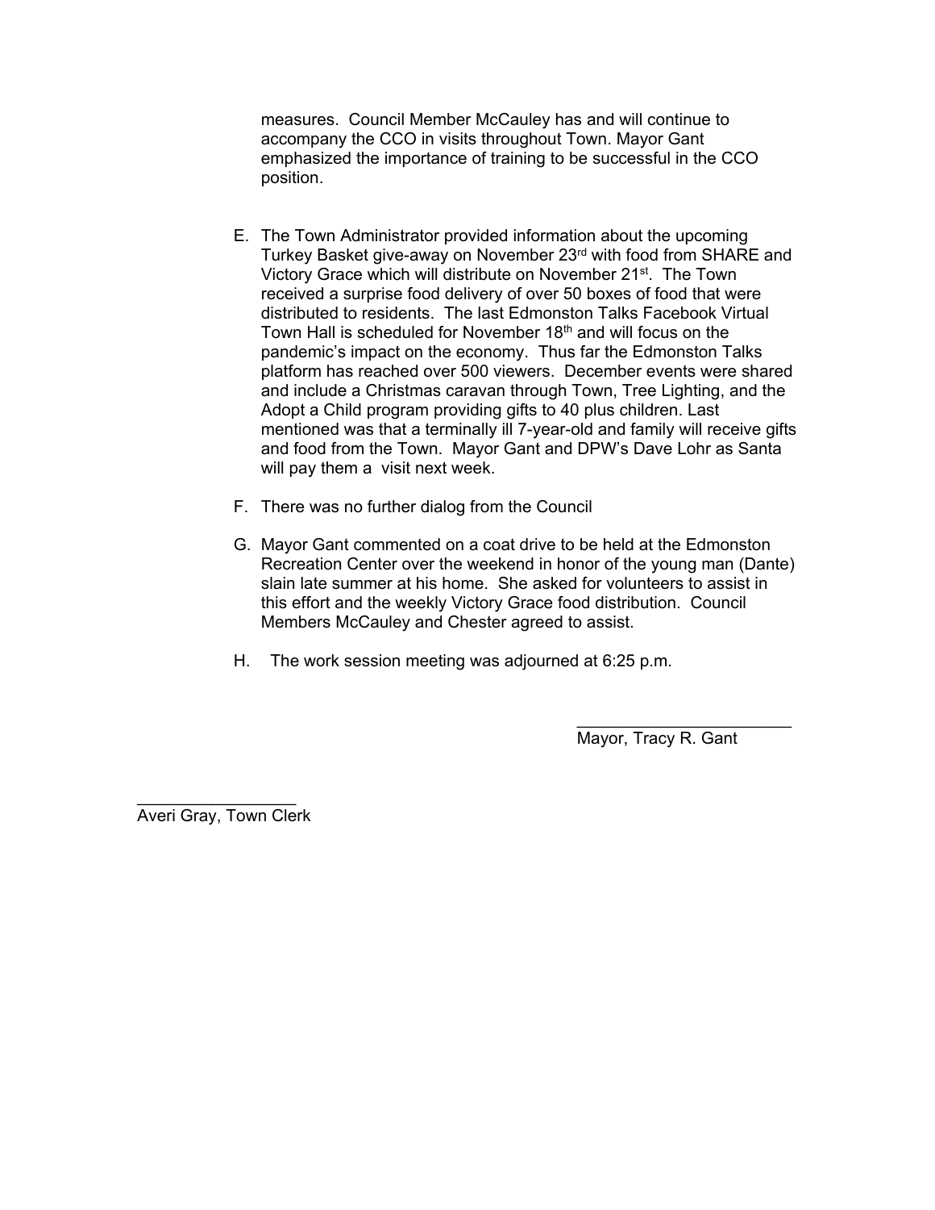measures. Council Member McCauley has and will continue to accompany the CCO in visits throughout Town. Mayor Gant emphasized the importance of training to be successful in the CCO position.

E. The Town Administrator provided information about the upcoming Turkey Basket give-away on November 23rd with food from SHARE and Victory Grace which will distribute on November 21st. The Town received a surprise food delivery of over 50 boxes of food that were distributed to residents. The last Edmonston Talks Facebook Virtual Town Hall is scheduled for November 18th and will focus on the pandemic's impact on the economy. Thus far the Edmonston Talks platform has reached over 500 viewers. December events were shared and include a Christmas caravan through Town, Tree Lighting, and the Adopt a Child program providing gifts to 40 plus children. Last mentioned was that a terminally ill 7-year-old and family will receive gifts and food from the Town. Mayor Gant and DPW's Dave Lohr as Santa will pay them a visit next week.

F. There was no further dialog from the Council

G. Mayor Gant commented on a coat drive to be held at the Edmonston Recreation Center over the weekend in honor of the young man (Dante) slain late summer at his home. She asked for volunteers to assist in this effort and the weekly Victory Grace food distribution. Council Members McCauley and Chester agreed to assist.

H. The work session meeting was adjourned at 6:25 p.m.

\_\_\_\_\_\_\_\_\_\_\_\_\_\_\_\_\_\_\_\_\_\_\_\_

Mayor, Tracy R. Gant

\_\_\_\_\_\_\_\_\_\_\_\_\_\_\_\_\_\_

Averi Gray, Town Clerk